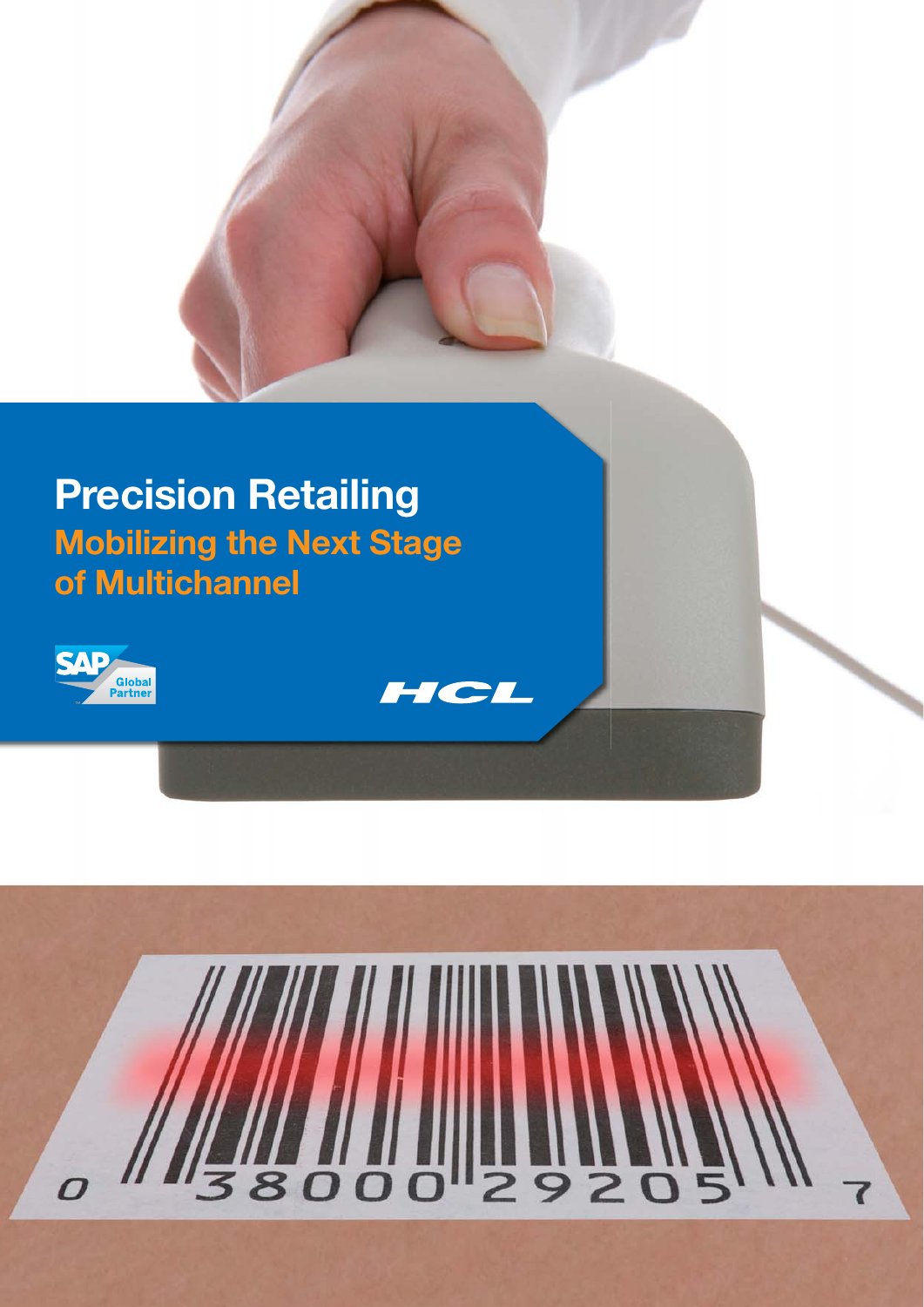# Precision Retailing

## Mobilizing the Next Stage of Multichannel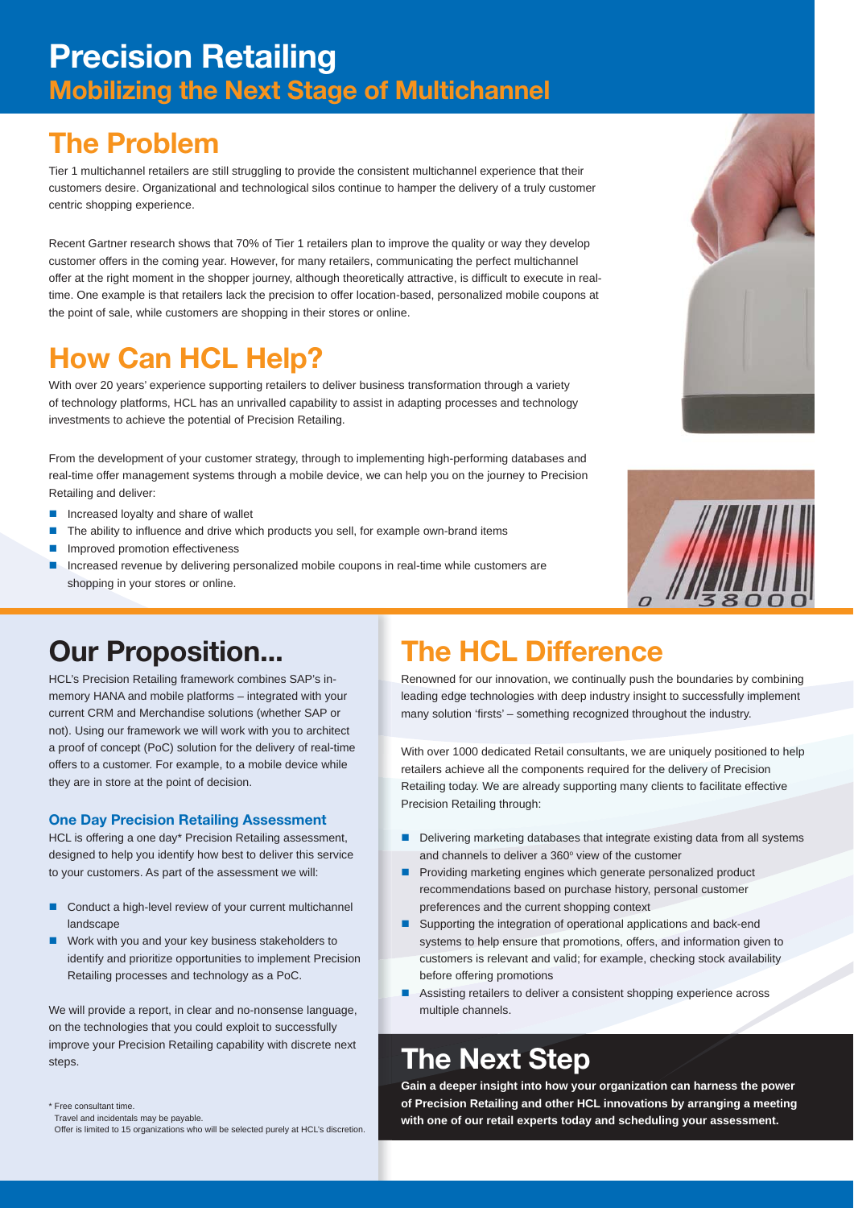# Precision Retailing

## Mobilizing the Next Stage of Multichannel

## The Problem

Tier 1 multichannel retailers are still struggling to provide the consistent multichannel experience that their customers desire. Organizational and technological silos continue to hamper the delivery of a truly customer centric shopping experience.

Recent Gartner research shows that 70% of Tier 1 retailers plan to improve the quality or way they develop customer offers in the coming year. However, for many retailers, communicating the perfect multichannel offer at the right moment in the shopper journey, although theoretically attractive, is difficult to execute in real-time. One example is that retailers lack the precision to offer location-based, personalized mobile coupons at the point of sale, while customers are shopping in their stores or online.

## How Can HCL Help?

With over 20 years' experience supporting retailers to deliver business transformation through a variety of technology platforms, HCL has an unrivalled capability to assist in adapting processes and technology investments to achieve the potential of Precision Retailing.

From the development of your customer strategy, through to implementing high-performing databases and real-time offer management systems through a mobile device, we can help you on the journey to Precision Retailing and deliver:

- Increased loyalty and share of wallet
- The ability to influence and drive which products you sell, for example own-brand items
- Improved promotion effectiveness
- Increased revenue by delivering personalized mobile coupons in real-time while customers are shopping in your stores or online.

## Our Proposition...

HCL's Precision Retailing framework combines SAP's in-memory HANA and mobile platforms – integrated with your current CRM and Merchandise solutions (whether SAP or not). Using our framework we will work with you to architect a proof of concept (PoC) solution for the delivery of real-time offers to a customer. For example, to a mobile device while they are in store at the point of decision.

### One Day Precision Retailing Assessment

HCL is offering a one day* Precision Retailing assessment, designed to help you identify how best to deliver this service to your customers. As part of the assessment we will:

- Conduct a high-level review of your current multichannel landscape
- Work with you and your key business stakeholders to identify and prioritize opportunities to implement Precision Retailing processes and technology as a PoC.

We will provide a report, in clear and no-nonsense language, on the technologies that you could exploit to successfully improve your Precision Retailing capability with discrete next steps.

\* Free consultant time.
Travel and incidentals may be payable.
Offer is limited to 15 organizations who will be selected purely at HCL's discretion.

## The HCL Difference

Renowned for our innovation, we continually push the boundaries by combining leading edge technologies with deep industry insight to successfully implement many solution 'firsts' – something recognized throughout the industry.

With over 1000 dedicated Retail consultants, we are uniquely positioned to help retailers achieve all the components required for the delivery of Precision Retailing today. We are already supporting many clients to facilitate effective Precision Retailing through:

- Delivering marketing databases that integrate existing data from all systems and channels to deliver a 360° view of the customer
- Providing marketing engines which generate personalized product recommendations based on purchase history, personal customer preferences and the current shopping context
- Supporting the integration of operational applications and back-end systems to help ensure that promotions, offers, and information given to customers is relevant and valid; for example, checking stock availability before offering promotions
- Assisting retailers to deliver a consistent shopping experience across multiple channels.

## The Next Step

**Gain a deeper insight into how your organization can harness the power of Precision Retailing and other HCL innovations by arranging a meeting with one of our retail experts today and scheduling your assessment.**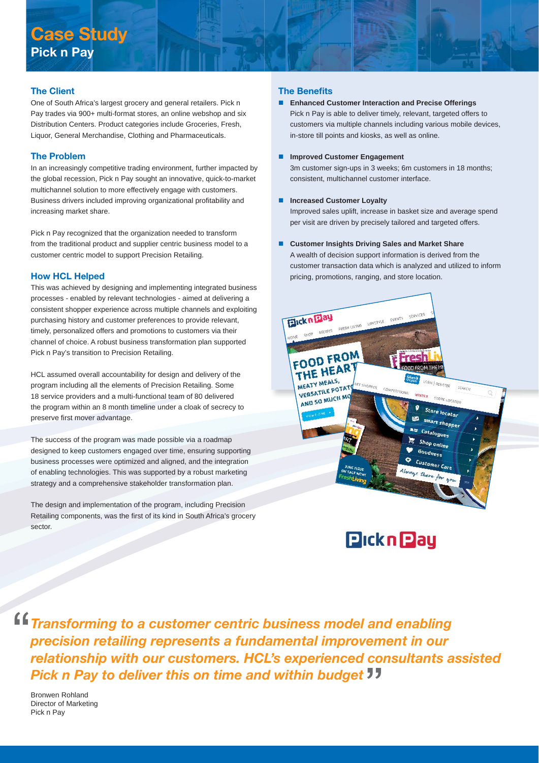# Case Study
## Pick n Pay

### The Client

One of South Africa's largest grocery and general retailers. Pick n Pay trades via 900+ multi-format stores, an online webshop and six Distribution Centers. Product categories include Groceries, Fresh, Liquor, General Merchandise, Clothing and Pharmaceuticals.

### The Problem

In an increasingly competitive trading environment, further impacted by the global recession, Pick n Pay sought an innovative, quick-to-market multichannel solution to more effectively engage with customers. Business drivers included improving organizational profitability and increasing market share.

Pick n Pay recognized that the organization needed to transform from the traditional product and supplier centric business model to a customer centric model to support Precision Retailing.

### How HCL Helped

This was achieved by designing and implementing integrated business processes - enabled by relevant technologies - aimed at delivering a consistent shopper experience across multiple channels and exploiting purchasing history and customer preferences to provide relevant, timely, personalized offers and promotions to customers via their channel of choice. A robust business transformation plan supported Pick n Pay's transition to Precision Retailing.

HCL assumed overall accountability for design and delivery of the program including all the elements of Precision Retailing. Some 18 service providers and a multi-functional team of 80 delivered the program within an 8 month timeline under a cloak of secrecy to preserve first mover advantage.

The success of the program was made possible via a roadmap designed to keep customers engaged over time, ensuring supporting business processes were optimized and aligned, and the integration of enabling technologies. This was supported by a robust marketing strategy and a comprehensive stakeholder transformation plan.

The design and implementation of the program, including Precision Retailing components, was the first of its kind in South Africa's grocery sector.

### The Benefits

- **Enhanced Customer Interaction and Precise Offerings**
  Pick n Pay is able to deliver timely, relevant, targeted offers to customers via multiple channels including various mobile devices, in-store till points and kiosks, as well as online.

- **Improved Customer Engagement**
  3m customer sign-ups in 3 weeks; 6m customers in 18 months; consistent, multichannel customer interface.

- **Increased Customer Loyalty**
  Improved sales uplift, increase in basket size and average spend per visit are driven by precisely tailored and targeted offers.

- **Customer Insights Driving Sales and Market Share**
  A wealth of decision support information is derived from the customer transaction data which is analyzed and utilized to inform pricing, promotions, ranging, and store location.

Pick n Pay

> *"Transforming to a customer centric business model and enabling precision retailing represents a fundamental improvement in our relationship with our customers. HCL's experienced consultants assisted Pick n Pay to deliver this on time and within budget"*

Bronwen Rohland
Director of Marketing
Pick n Pay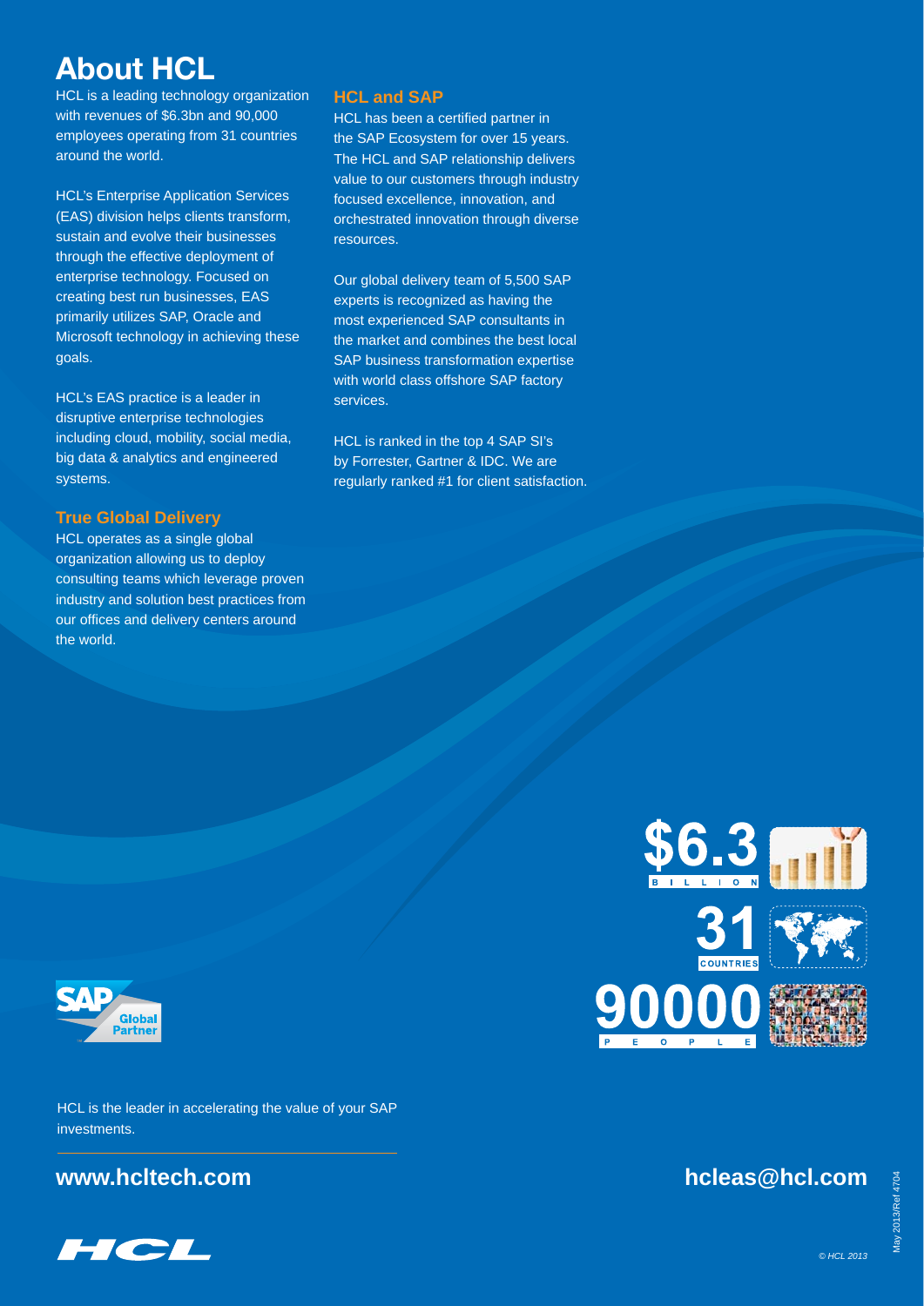# About HCL

HCL is a leading technology organization with revenues of $6.3bn and 90,000 employees operating from 31 countries around the world.

HCL's Enterprise Application Services (EAS) division helps clients transform, sustain and evolve their businesses through the effective deployment of enterprise technology. Focused on creating best run businesses, EAS primarily utilizes SAP, Oracle and Microsoft technology in achieving these goals.

HCL's EAS practice is a leader in disruptive enterprise technologies including cloud, mobility, social media, big data & analytics and engineered systems.

### True Global Delivery

HCL operates as a single global organization allowing us to deploy consulting teams which leverage proven industry and solution best practices from our offices and delivery centers around the world.

### HCL and SAP

HCL has been a certified partner in the SAP Ecosystem for over 15 years. The HCL and SAP relationship delivers value to our customers through industry focused excellence, innovation, and orchestrated innovation through diverse resources.

Our global delivery team of 5,500 SAP experts is recognized as having the most experienced SAP consultants in the market and combines the best local SAP business transformation expertise with world class offshore SAP factory services.

HCL is ranked in the top 4 SAP SI's by Forrester, Gartner & IDC. We are regularly ranked #1 for client satisfaction.

$6.3 BILLION

31 COUNTRIES

90000 PEOPLE

SAP Global Partner

HCL is the leader in accelerating the value of your SAP investments.

**www.hcltech.com**

**hcleas@hcl.com**

HCL

May 2013/Ref 4704

© HCL 2013